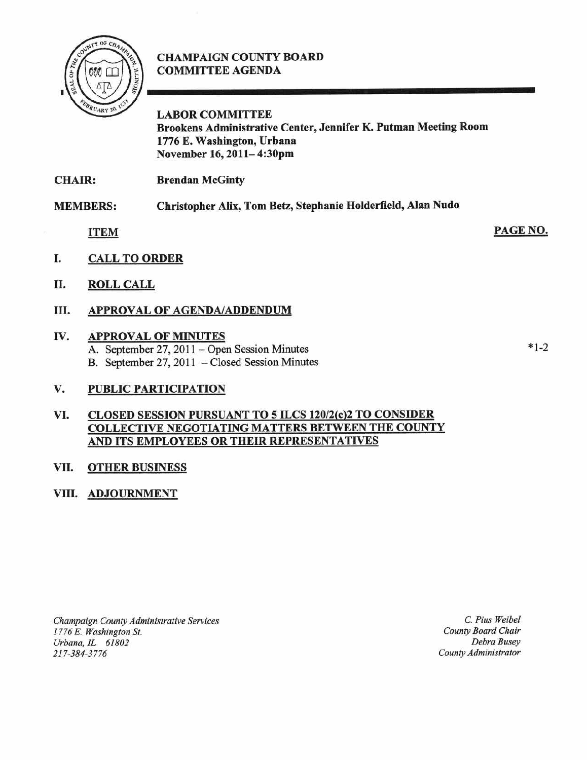# CHAMPAIGN COUNTY BOARD COMMITTEE AGENDA

**LABOR COMMITTEE**
**Brookens Administrative Center, Jennifer K. Putman Meeting Room**
**1776 E. Washington, Urbana**
**November 16, 2011– 4:30pm**

**CHAIR:** **Brendan McGinty**

**MEMBERS:** **Christopher Alix, Tom Betz, Stephanie Holderfield, Alan Nudo**

| ITEM | PAGE NO. |
|---|---|
| **I. CALL TO ORDER** | |
| **II. ROLL CALL** | |
| **III. APPROVAL OF AGENDA/ADDENDUM** | |
| **IV. APPROVAL OF MINUTES** | |
| A. September 27, 2011 – Open Session Minutes | *1-2 |
| B. September 27, 2011 – Closed Session Minutes | |
| **V. PUBLIC PARTICIPATION** | |
| **VI. CLOSED SESSION PURSUANT TO 5 ILCS 120/2(c)2 TO CONSIDER COLLECTIVE NEGOTIATING MATTERS BETWEEN THE COUNTY AND ITS EMPLOYEES OR THEIR REPRESENTATIVES** | |
| **VII. OTHER BUSINESS** | |
| **VIII. ADJOURNMENT** | |

*Champaign County Administrative Services*
*1776 E. Washington St.*
*Urbana, IL 61802*
*217-384-3776*

*C. Pius Weibel*
*County Board Chair*
*Debra Busey*
*County Administrator*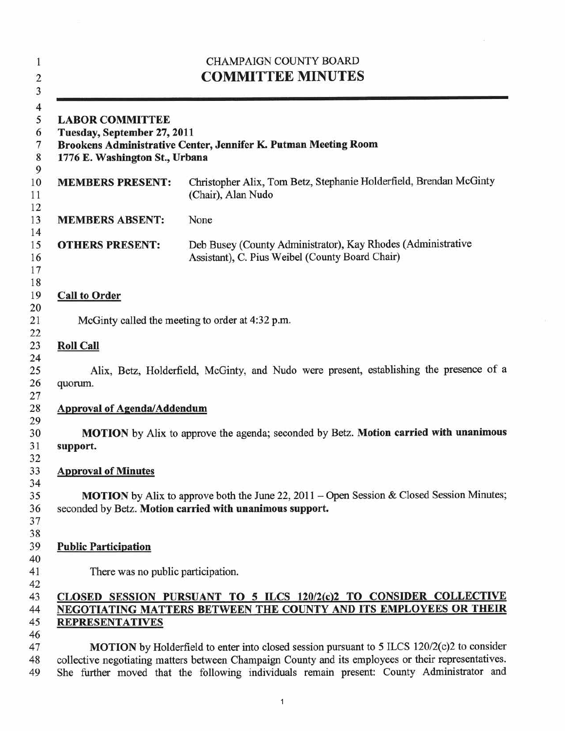CHAMPAIGN COUNTY BOARD

# COMMITTEE MINUTES

**LABOR COMMITTEE**
**Tuesday, September 27, 2011**
**Brookens Administrative Center, Jennifer K. Putman Meeting Room**
**1776 E. Washington St., Urbana**

| | |
|---|---|
| **MEMBERS PRESENT:** | Christopher Alix, Tom Betz, Stephanie Holderfield, Brendan McGinty (Chair), Alan Nudo |
| **MEMBERS ABSENT:** | None |
| **OTHERS PRESENT:** | Deb Busey (County Administrator), Kay Rhodes (Administrative Assistant), C. Pius Weibel (County Board Chair) |

## Call to Order

McGinty called the meeting to order at 4:32 p.m.

## Roll Call

Alix, Betz, Holderfield, McGinty, and Nudo were present, establishing the presence of a quorum.

## Approval of Agenda/Addendum

**MOTION** by Alix to approve the agenda; seconded by Betz. **Motion carried with unanimous support.**

## Approval of Minutes

**MOTION** by Alix to approve both the June 22, 2011 – Open Session & Closed Session Minutes; seconded by Betz. **Motion carried with unanimous support.**

## Public Participation

There was no public participation.

## CLOSED SESSION PURSUANT TO 5 ILCS 120/2(c)2 TO CONSIDER COLLECTIVE NEGOTIATING MATTERS BETWEEN THE COUNTY AND ITS EMPLOYEES OR THEIR REPRESENTATIVES

**MOTION** by Holderfield to enter into closed session pursuant to 5 ILCS 120/2(c)2 to consider collective negotiating matters between Champaign County and its employees or their representatives. She further moved that the following individuals remain present: County Administrator and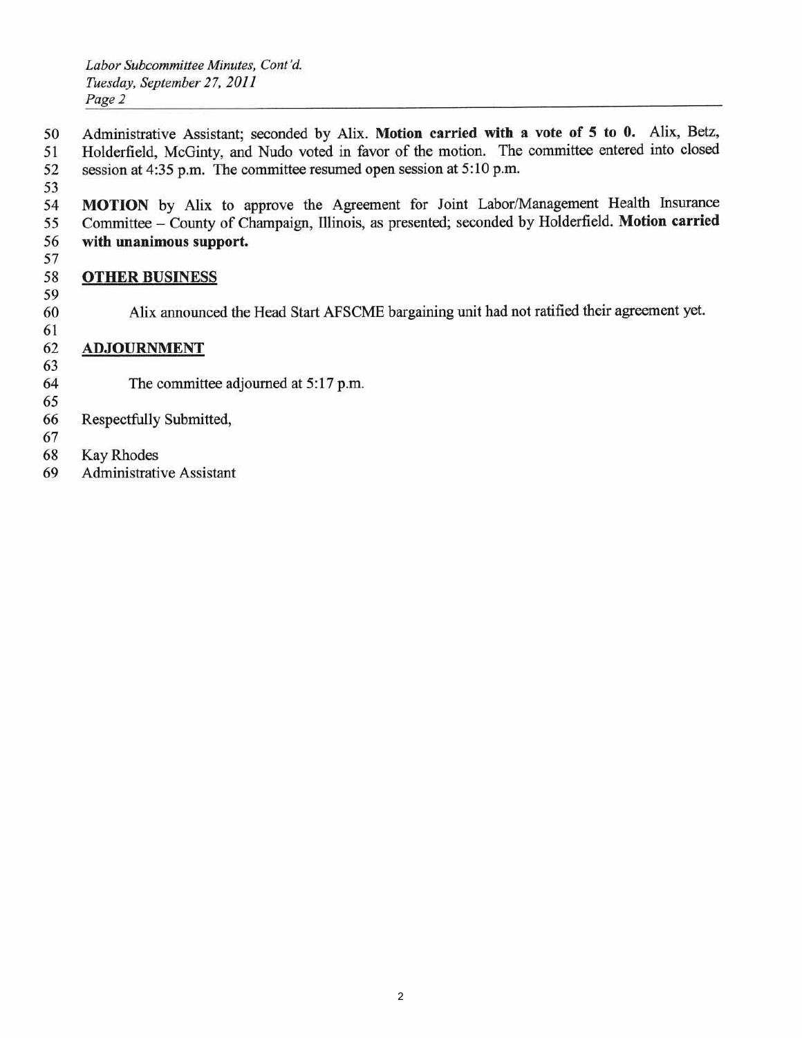Administrative Assistant; seconded by Alix. **Motion carried with a vote of 5 to 0.** Alix, Betz, Holderfield, McGinty, and Nudo voted in favor of the motion. The committee entered into closed session at 4:35 p.m. The committee resumed open session at 5:10 p.m.

**MOTION** by Alix to approve the Agreement for Joint Labor/Management Health Insurance Committee – County of Champaign, Illinois, as presented; seconded by Holderfield. **Motion carried with unanimous support.**

## OTHER BUSINESS

Alix announced the Head Start AFSCME bargaining unit had not ratified their agreement yet.

## ADJOURNMENT

The committee adjourned at 5:17 p.m.

Respectfully Submitted,

Kay Rhodes
Administrative Assistant